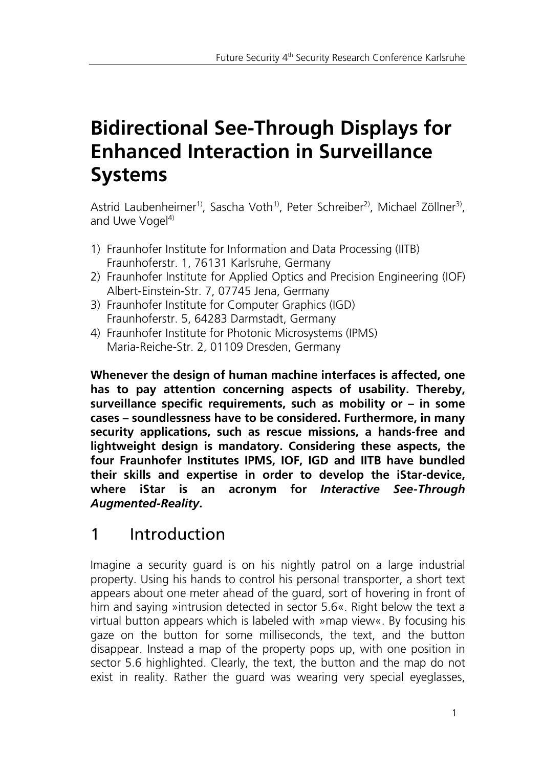# Bidirectional See-Through Displays for Enhanced Interaction in Surveillance Systems

Astrid Laubenheimer[1)], Sascha Voth[1)], Peter Schreiber[2)], Michael Zöllner[3)], and Uwe Vogel[4)]

1) Fraunhofer Institute for Information and Data Processing (IITB) Fraunhoferstr. 1, 76131 Karlsruhe, Germany
2) Fraunhofer Institute for Applied Optics and Precision Engineering (IOF) Albert-Einstein-Str. 7, 07745 Jena, Germany
3) Fraunhofer Institute for Computer Graphics (IGD) Fraunhoferstr. 5, 64283 Darmstadt, Germany
4) Fraunhofer Institute for Photonic Microsystems (IPMS) Maria-Reiche-Str. 2, 01109 Dresden, Germany

**Whenever the design of human machine interfaces is affected, one has to pay attention concerning aspects of usability. Thereby, surveillance specific requirements, such as mobility or – in some cases – soundlessness have to be considered. Furthermore, in many security applications, such as rescue missions, a hands-free and lightweight design is mandatory. Considering these aspects, the four Fraunhofer Institutes IPMS, IOF, IGD and IITB have bundled their skills and expertise in order to develop the iStar-device, where iStar is an acronym for *Interactive See-Through Augmented-Reality*.**

## 1 Introduction

Imagine a security guard is on his nightly patrol on a large industrial property. Using his hands to control his personal transporter, a short text appears about one meter ahead of the guard, sort of hovering in front of him and saying »intrusion detected in sector 5.6«. Right below the text a virtual button appears which is labeled with »map view«. By focusing his gaze on the button for some milliseconds, the text, and the button disappear. Instead a map of the property pops up, with one position in sector 5.6 highlighted. Clearly, the text, the button and the map do not exist in reality. Rather the guard was wearing very special eyeglasses,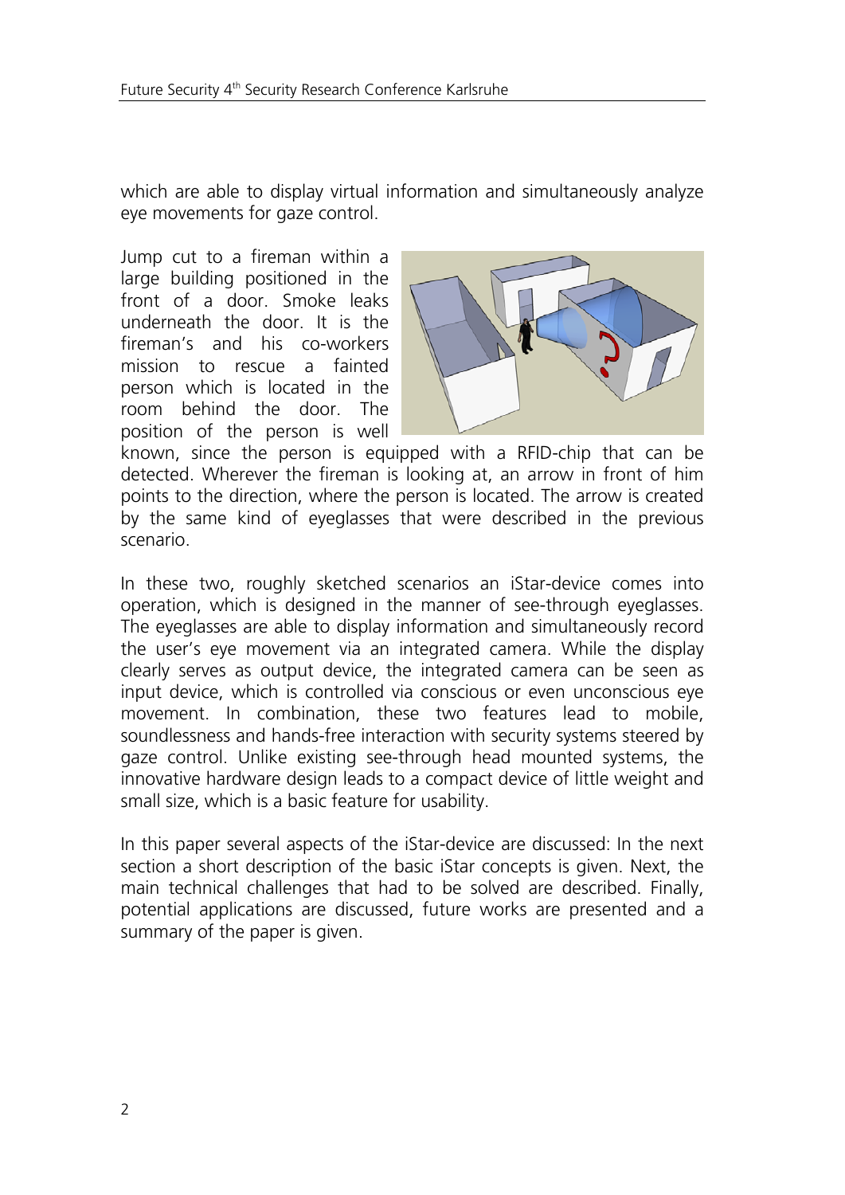which are able to display virtual information and simultaneously analyze eye movements for gaze control.

Jump cut to a fireman within a large building positioned in the front of a door. Smoke leaks underneath the door. It is the fireman's and his co-workers mission to rescue a fainted person which is located in the room behind the door. The position of the person is well known, since the person is equipped with a RFID-chip that can be detected. Wherever the fireman is looking at, an arrow in front of him points to the direction, where the person is located. The arrow is created by the same kind of eyeglasses that were described in the previous scenario.

In these two, roughly sketched scenarios an iStar-device comes into operation, which is designed in the manner of see-through eyeglasses. The eyeglasses are able to display information and simultaneously record the user's eye movement via an integrated camera. While the display clearly serves as output device, the integrated camera can be seen as input device, which is controlled via conscious or even unconscious eye movement. In combination, these two features lead to mobile, soundlessness and hands-free interaction with security systems steered by gaze control. Unlike existing see-through head mounted systems, the innovative hardware design leads to a compact device of little weight and small size, which is a basic feature for usability.

In this paper several aspects of the iStar-device are discussed: In the next section a short description of the basic iStar concepts is given. Next, the main technical challenges that had to be solved are described. Finally, potential applications are discussed, future works are presented and a summary of the paper is given.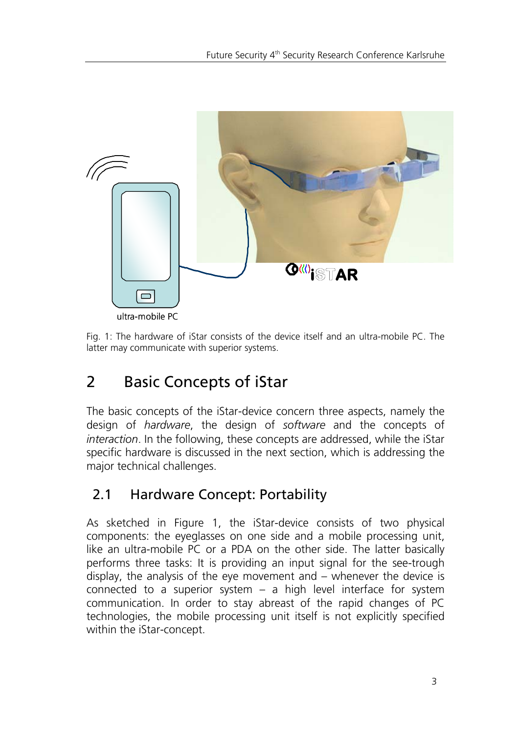ultra-mobile PC

Fig. 1: The hardware of iStar consists of the device itself and an ultra-mobile PC. The latter may communicate with superior systems.

# 2 Basic Concepts of iStar

The basic concepts of the iStar-device concern three aspects, namely the design of *hardware*, the design of *software* and the concepts of *interaction*. In the following, these concepts are addressed, while the iStar specific hardware is discussed in the next section, which is addressing the major technical challenges.

## 2.1 Hardware Concept: Portability

As sketched in Figure 1, the iStar-device consists of two physical components: the eyeglasses on one side and a mobile processing unit, like an ultra-mobile PC or a PDA on the other side. The latter basically performs three tasks: It is providing an input signal for the see-trough display, the analysis of the eye movement and – whenever the device is connected to a superior system – a high level interface for system communication. In order to stay abreast of the rapid changes of PC technologies, the mobile processing unit itself is not explicitly specified within the iStar-concept.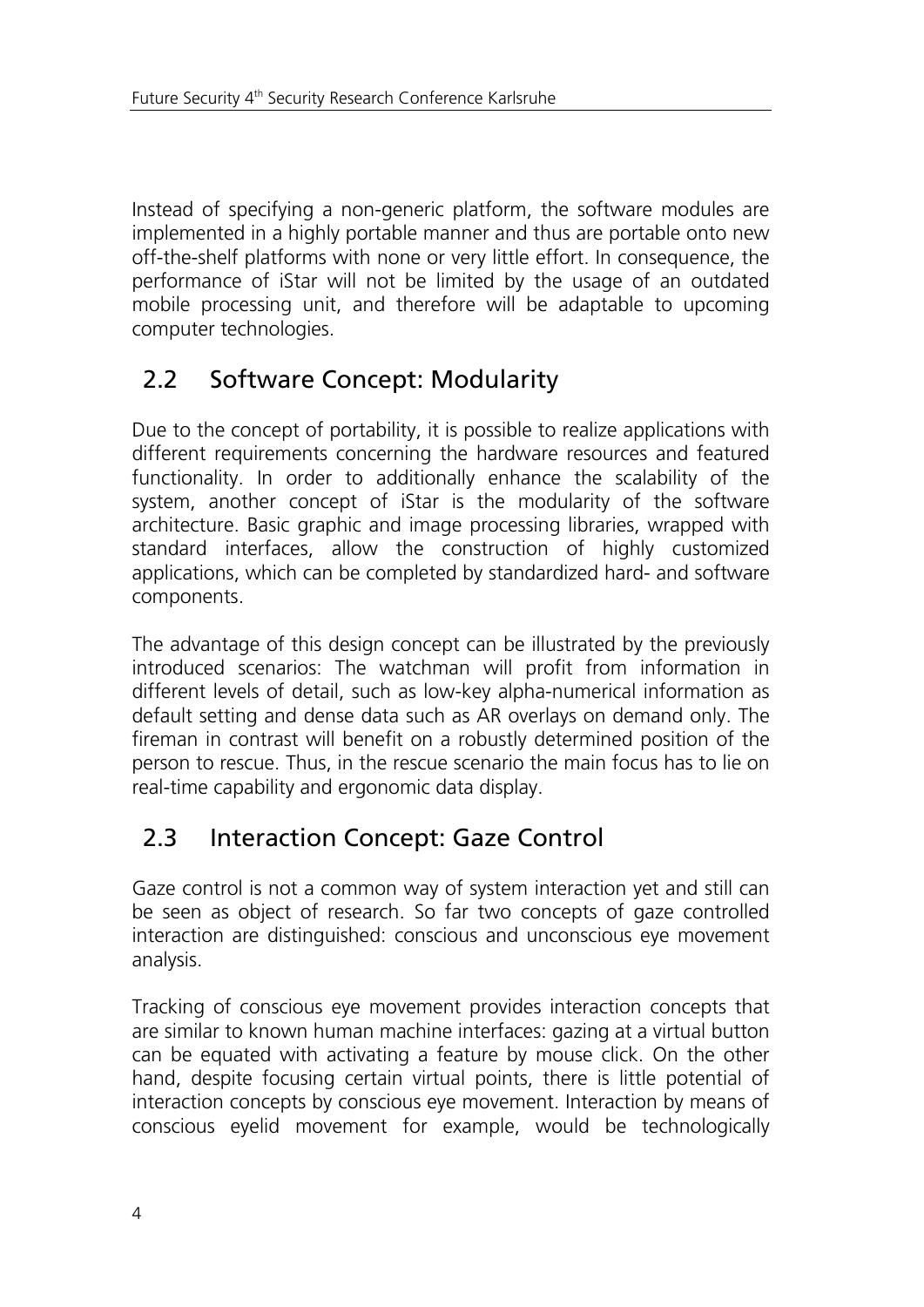Instead of specifying a non-generic platform, the software modules are implemented in a highly portable manner and thus are portable onto new off-the-shelf platforms with none or very little effort. In consequence, the performance of iStar will not be limited by the usage of an outdated mobile processing unit, and therefore will be adaptable to upcoming computer technologies.

## 2.2 Software Concept: Modularity

Due to the concept of portability, it is possible to realize applications with different requirements concerning the hardware resources and featured functionality. In order to additionally enhance the scalability of the system, another concept of iStar is the modularity of the software architecture. Basic graphic and image processing libraries, wrapped with standard interfaces, allow the construction of highly customized applications, which can be completed by standardized hard- and software components.

The advantage of this design concept can be illustrated by the previously introduced scenarios: The watchman will profit from information in different levels of detail, such as low-key alpha-numerical information as default setting and dense data such as AR overlays on demand only. The fireman in contrast will benefit on a robustly determined position of the person to rescue. Thus, in the rescue scenario the main focus has to lie on real-time capability and ergonomic data display.

## 2.3 Interaction Concept: Gaze Control

Gaze control is not a common way of system interaction yet and still can be seen as object of research. So far two concepts of gaze controlled interaction are distinguished: conscious and unconscious eye movement analysis.

Tracking of conscious eye movement provides interaction concepts that are similar to known human machine interfaces: gazing at a virtual button can be equated with activating a feature by mouse click. On the other hand, despite focusing certain virtual points, there is little potential of interaction concepts by conscious eye movement. Interaction by means of conscious eyelid movement for example, would be technologically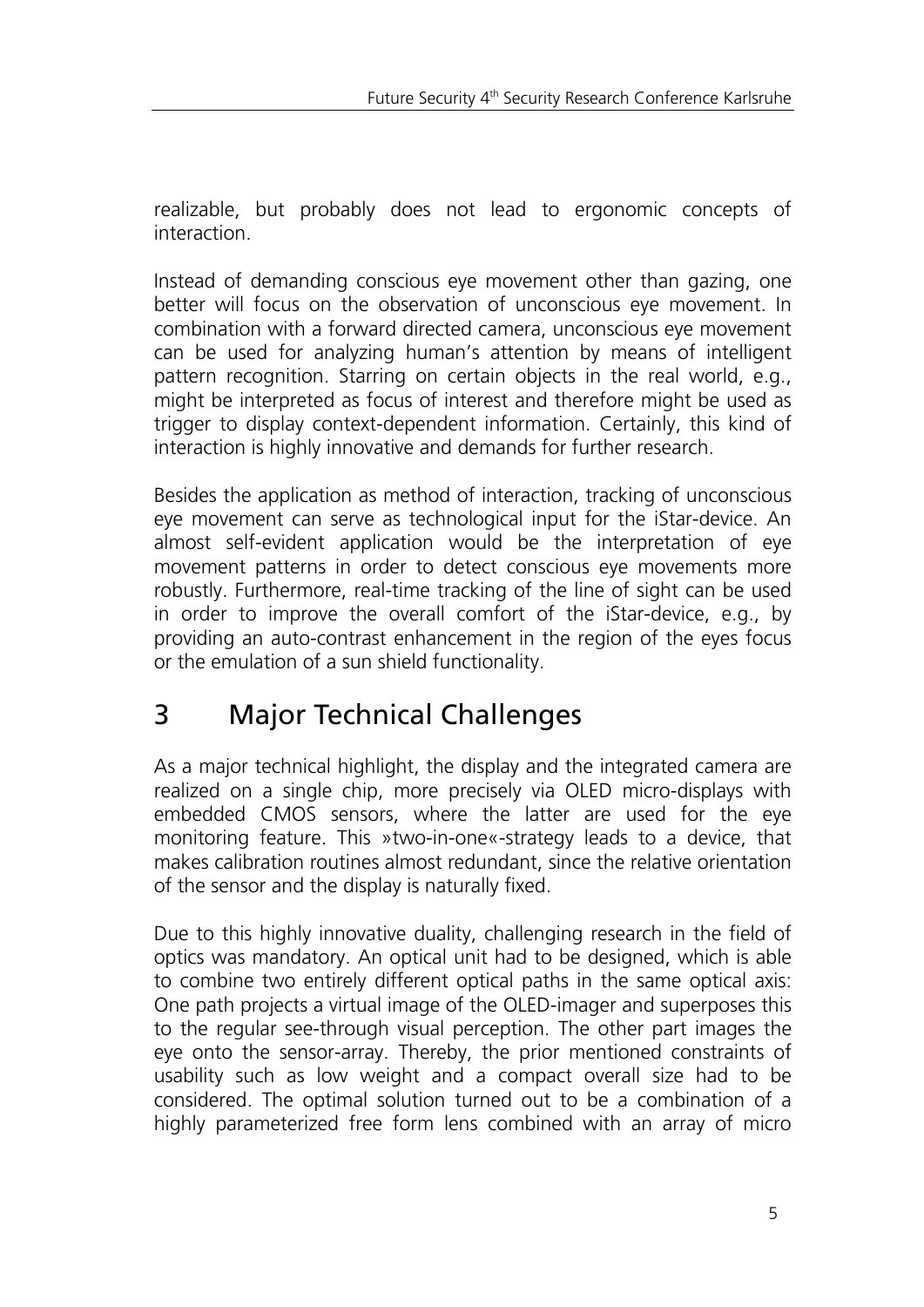realizable, but probably does not lead to ergonomic concepts of interaction.

Instead of demanding conscious eye movement other than gazing, one better will focus on the observation of unconscious eye movement. In combination with a forward directed camera, unconscious eye movement can be used for analyzing human's attention by means of intelligent pattern recognition. Starring on certain objects in the real world, e.g., might be interpreted as focus of interest and therefore might be used as trigger to display context-dependent information. Certainly, this kind of interaction is highly innovative and demands for further research.

Besides the application as method of interaction, tracking of unconscious eye movement can serve as technological input for the iStar-device. An almost self-evident application would be the interpretation of eye movement patterns in order to detect conscious eye movements more robustly. Furthermore, real-time tracking of the line of sight can be used in order to improve the overall comfort of the iStar-device, e.g., by providing an auto-contrast enhancement in the region of the eyes focus or the emulation of a sun shield functionality.

# 3 Major Technical Challenges

As a major technical highlight, the display and the integrated camera are realized on a single chip, more precisely via OLED micro-displays with embedded CMOS sensors, where the latter are used for the eye monitoring feature. This »two-in-one«-strategy leads to a device, that makes calibration routines almost redundant, since the relative orientation of the sensor and the display is naturally fixed.

Due to this highly innovative duality, challenging research in the field of optics was mandatory. An optical unit had to be designed, which is able to combine two entirely different optical paths in the same optical axis: One path projects a virtual image of the OLED-imager and superposes this to the regular see-through visual perception. The other part images the eye onto the sensor-array. Thereby, the prior mentioned constraints of usability such as low weight and a compact overall size had to be considered. The optimal solution turned out to be a combination of a highly parameterized free form lens combined with an array of micro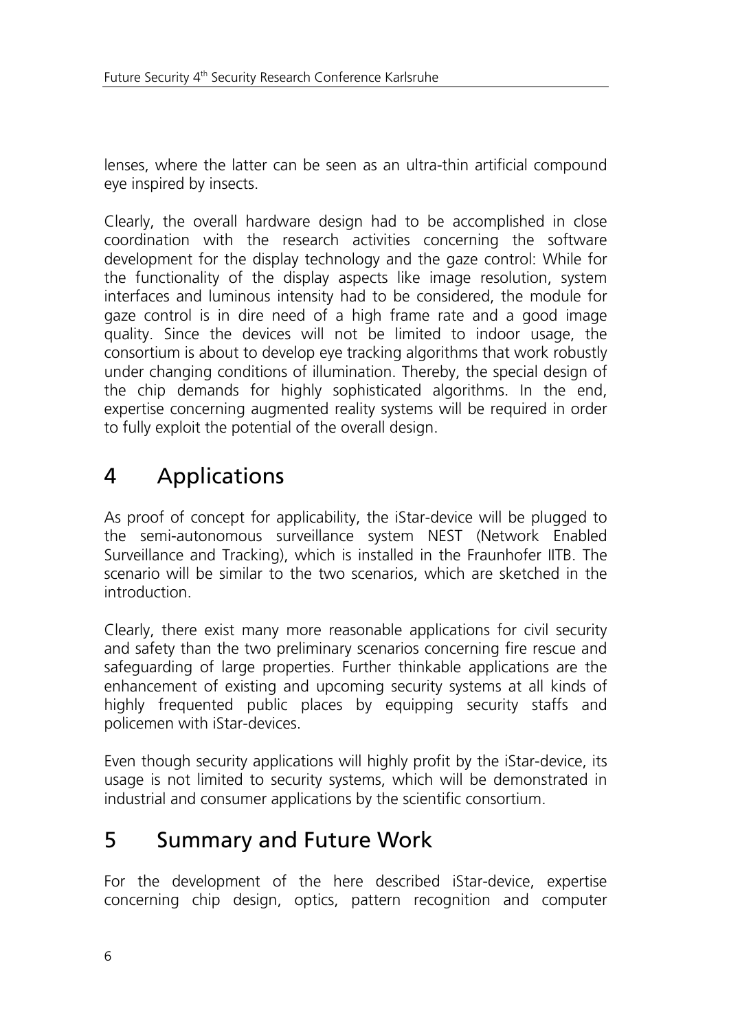lenses, where the latter can be seen as an ultra-thin artificial compound eye inspired by insects.

Clearly, the overall hardware design had to be accomplished in close coordination with the research activities concerning the software development for the display technology and the gaze control: While for the functionality of the display aspects like image resolution, system interfaces and luminous intensity had to be considered, the module for gaze control is in dire need of a high frame rate and a good image quality. Since the devices will not be limited to indoor usage, the consortium is about to develop eye tracking algorithms that work robustly under changing conditions of illumination. Thereby, the special design of the chip demands for highly sophisticated algorithms. In the end, expertise concerning augmented reality systems will be required in order to fully exploit the potential of the overall design.

# 4 Applications

As proof of concept for applicability, the iStar-device will be plugged to the semi-autonomous surveillance system NEST (Network Enabled Surveillance and Tracking), which is installed in the Fraunhofer IITB. The scenario will be similar to the two scenarios, which are sketched in the introduction.

Clearly, there exist many more reasonable applications for civil security and safety than the two preliminary scenarios concerning fire rescue and safeguarding of large properties. Further thinkable applications are the enhancement of existing and upcoming security systems at all kinds of highly frequented public places by equipping security staffs and policemen with iStar-devices.

Even though security applications will highly profit by the iStar-device, its usage is not limited to security systems, which will be demonstrated in industrial and consumer applications by the scientific consortium.

# 5 Summary and Future Work

For the development of the here described iStar-device, expertise concerning chip design, optics, pattern recognition and computer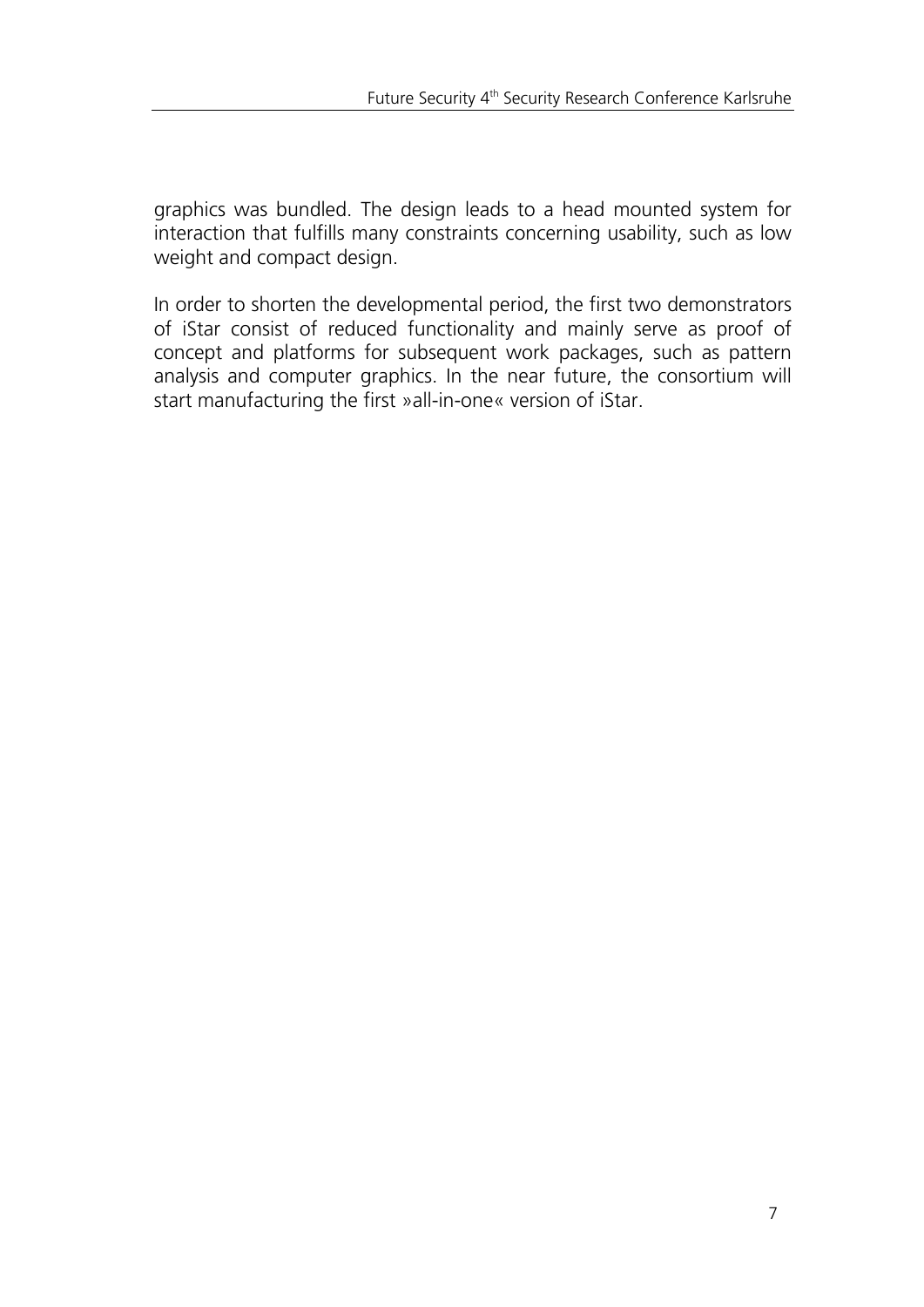graphics was bundled. The design leads to a head mounted system for interaction that fulfills many constraints concerning usability, such as low weight and compact design.

In order to shorten the developmental period, the first two demonstrators of iStar consist of reduced functionality and mainly serve as proof of concept and platforms for subsequent work packages, such as pattern analysis and computer graphics. In the near future, the consortium will start manufacturing the first »all-in-one« version of iStar.